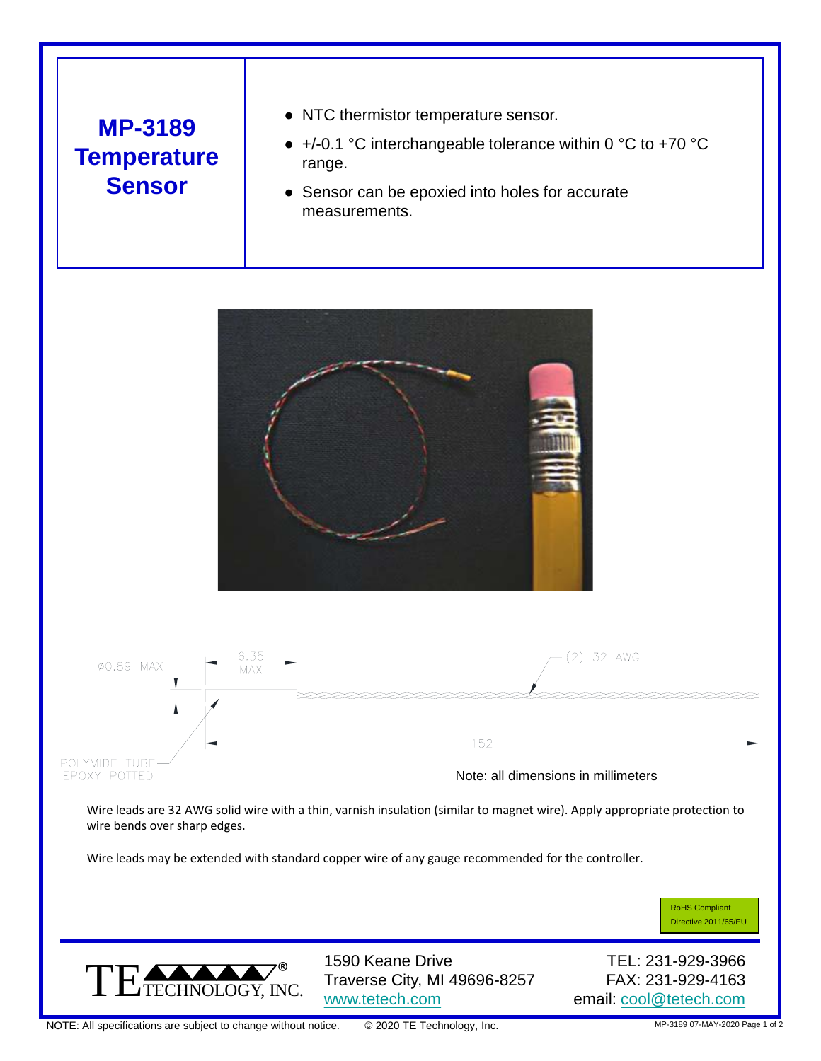# MP-3189 Temperature Sensor

- NTC thermistor temperature sensor.
- +/-0.1 °C interchangeable tolerance within 0 °C to +70 °C range.
- Sensor can be epoxied into holes for accurate measurements.

Ø0.89 MAX

6.35 MAX

(2) 32 AWG

152

POLYMIDE TUBE EPOXY POTTED

Note: all dimensions in millimeters

Wire leads are 32 AWG solid wire with a thin, varnish insulation (similar to magnet wire). Apply appropriate protection to wire bends over sharp edges.

Wire leads may be extended with standard copper wire of any gauge recommended for the controller.

RoHS Compliant
Directive 2011/65/EU

TE TECHNOLOGY, INC.®

1590 Keane Drive
Traverse City, MI 49696-8257
www.tetech.com

TEL: 231-929-3966
FAX: 231-929-4163
email: cool@tetech.com

NOTE: All specifications are subject to change without notice. © 2020 TE Technology, Inc.

MP-3189 07-MAY-2020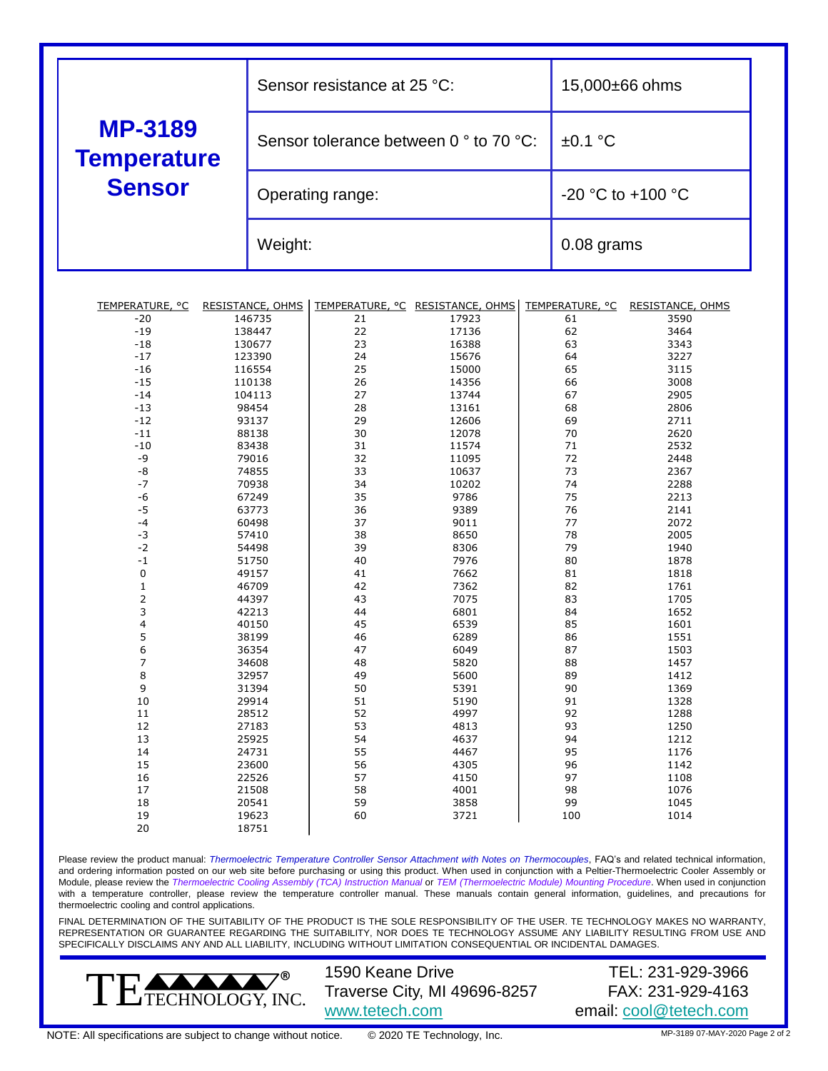| **MP-3189 Temperature Sensor** | | |
|---|---|---|
| | Sensor resistance at 25 °C: | 15,000±66 ohms |
| | Sensor tolerance between 0 ° to 70 °C: | ±0.1 °C |
| | Operating range: | -20 °C to +100 °C |
| | Weight: | 0.08 grams |

| TEMPERATURE, °C | RESISTANCE, OHMS | TEMPERATURE, °C | RESISTANCE, OHMS | TEMPERATURE, °C | RESISTANCE, OHMS |
|---|---|---|---|---|---|
| -20 | 146735 | 21 | 17923 | 61 | 3590 |
| -19 | 138447 | 22 | 17136 | 62 | 3464 |
| -18 | 130677 | 23 | 16388 | 63 | 3343 |
| -17 | 123390 | 24 | 15676 | 64 | 3227 |
| -16 | 116554 | 25 | 15000 | 65 | 3115 |
| -15 | 110138 | 26 | 14356 | 66 | 3008 |
| -14 | 104113 | 27 | 13744 | 67 | 2905 |
| -13 | 98454 | 28 | 13161 | 68 | 2806 |
| -12 | 93137 | 29 | 12606 | 69 | 2711 |
| -11 | 88138 | 30 | 12078 | 70 | 2620 |
| -10 | 83438 | 31 | 11574 | 71 | 2532 |
| -9 | 79016 | 32 | 11095 | 72 | 2448 |
| -8 | 74855 | 33 | 10637 | 73 | 2367 |
| -7 | 70938 | 34 | 10202 | 74 | 2288 |
| -6 | 67249 | 35 | 9786 | 75 | 2213 |
| -5 | 63773 | 36 | 9389 | 76 | 2141 |
| -4 | 60498 | 37 | 9011 | 77 | 2072 |
| -3 | 57410 | 38 | 8650 | 78 | 2005 |
| -2 | 54498 | 39 | 8306 | 79 | 1940 |
| -1 | 51750 | 40 | 7976 | 80 | 1878 |
| 0 | 49157 | 41 | 7662 | 81 | 1818 |
| 1 | 46709 | 42 | 7362 | 82 | 1761 |
| 2 | 44397 | 43 | 7075 | 83 | 1705 |
| 3 | 42213 | 44 | 6801 | 84 | 1652 |
| 4 | 40150 | 45 | 6539 | 85 | 1601 |
| 5 | 38199 | 46 | 6289 | 86 | 1551 |
| 6 | 36354 | 47 | 6049 | 87 | 1503 |
| 7 | 34608 | 48 | 5820 | 88 | 1457 |
| 8 | 32957 | 49 | 5600 | 89 | 1412 |
| 9 | 31394 | 50 | 5391 | 90 | 1369 |
| 10 | 29914 | 51 | 5190 | 91 | 1328 |
| 11 | 28512 | 52 | 4997 | 92 | 1288 |
| 12 | 27183 | 53 | 4813 | 93 | 1250 |
| 13 | 25925 | 54 | 4637 | 94 | 1212 |
| 14 | 24731 | 55 | 4467 | 95 | 1176 |
| 15 | 23600 | 56 | 4305 | 96 | 1142 |
| 16 | 22526 | 57 | 4150 | 97 | 1108 |
| 17 | 21508 | 58 | 4001 | 98 | 1076 |
| 18 | 20541 | 59 | 3858 | 99 | 1045 |
| 19 | 19623 | 60 | 3721 | 100 | 1014 |
| 20 | 18751 | | | | |

Please review the product manual: *Thermoelectric Temperature Controller Sensor Attachment with Notes on Thermocouples*, FAQ's and related technical information, and ordering information posted on our web site before purchasing or using this product. When used in conjunction with a Peltier-Thermoelectric Cooler Assembly or Module, please review the *Thermoelectric Cooling Assembly (TCA) Instruction Manual* or *TEM (Thermoelectric Module) Mounting Procedure*. When used in conjunction with a temperature controller, please review the temperature controller manual. These manuals contain general information, guidelines, and precautions for thermoelectric cooling and control applications.

FINAL DETERMINATION OF THE SUITABILITY OF THE PRODUCT IS THE SOLE RESPONSIBILITY OF THE USER. TE TECHNOLOGY MAKES NO WARRANTY, REPRESENTATION OR GUARANTEE REGARDING THE SUITABILITY, NOR DOES TE TECHNOLOGY ASSUME ANY LIABILITY RESULTING FROM USE AND SPECIFICALLY DISCLAIMS ANY AND ALL LIABILITY, INCLUDING WITHOUT LIMITATION CONSEQUENTIAL OR INCIDENTAL DAMAGES.

TE TECHNOLOGY, INC.®

1590 Keane Drive
Traverse City, MI 49696-8257
www.tetech.com

TEL: 231-929-3966
FAX: 231-929-4163
email: cool@tetech.com

NOTE: All specifications are subject to change without notice. © 2020 TE Technology, Inc.

MP-3189 07-MAY-2020